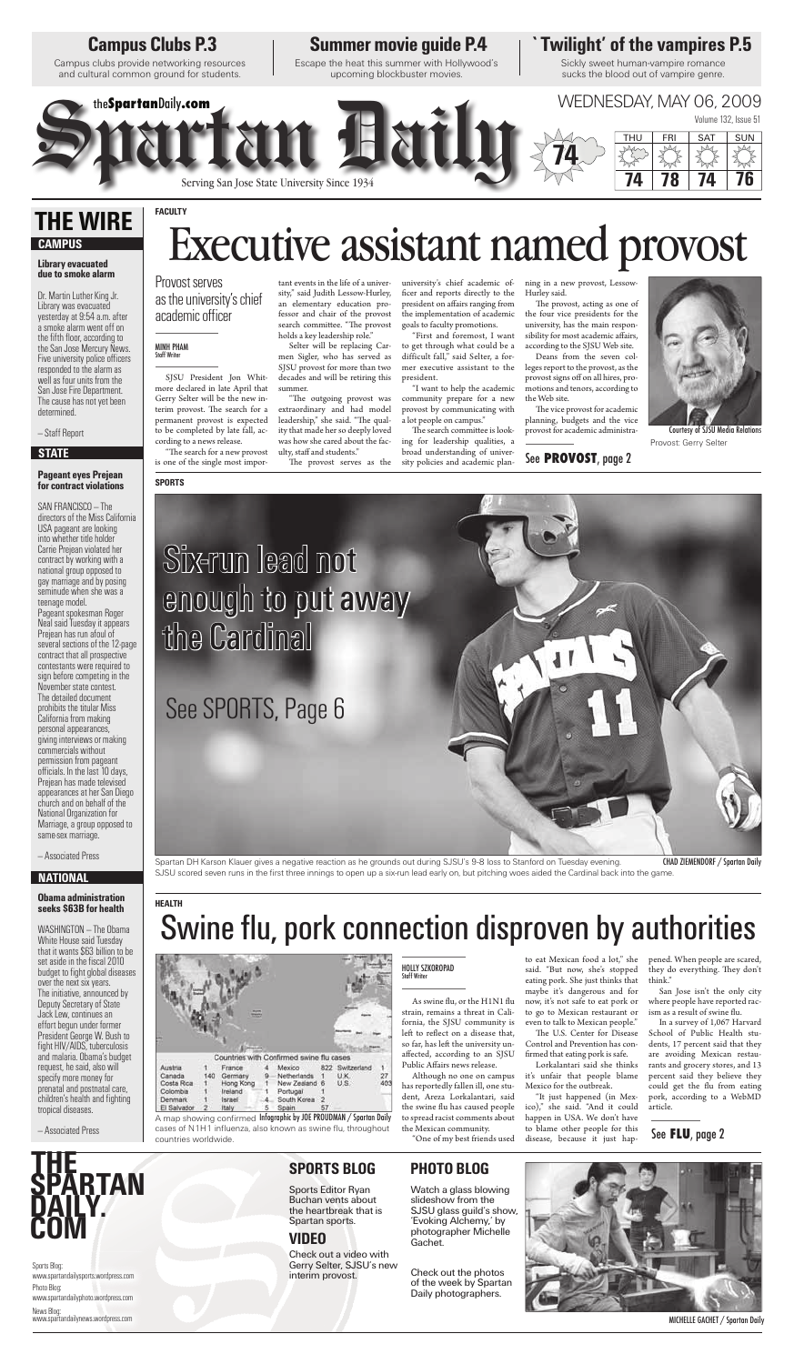# Campus Clubs P.3

Campus clubs provide networking resources and cultural common ground for students.

# Summer movie guide P.4

Escape the heat this summer with Hollywood's upcoming blockbuster movies.

# `Twilight' of the vampires P.5

Sickly sweet human-vampire romance sucks the blood out of vampire genre.

theSpartanDaily.com

# Spartan Daily

Serving San Jose State University Since 1934

WEDNESDAY, MAY 06, 2009

Volume 132, Issue 51

74

| THU | FRI | SAT | SUN |
|---|---|---|---|
| 74 | 78 | 74 | 76 |

# THE WIRE

## CAMPUS

### Library evacuated due to smoke alarm

Dr. Martin Luther King Jr. Library was evacuated yesterday at 9:54 a.m. after a smoke alarm went off on the fifth floor, according to the San Jose Mercury News. Five university police officers responded to the alarm as well as four units from the San Jose Fire Department. The cause has not yet been determined.

– Staff Report

## STATE

### Pageant eyes Prejean for contract violations

SAN FRANCISCO – The directors of the Miss California USA pageant are looking into whether title holder Carrie Prejean violated her contract by working with a national group opposed to gay marriage and by posing seminude when she was a teenage model.

Pageant spokesman Roger Neal said Tuesday it appears Prejean has run afoul of several sections of the 12-page contract that all prospective contestants were required to sign before competing in the November state contest. The detailed document prohibits the titular Miss California from making personal appearances, giving interviews or making commercials without permission from pageant officials. In the last 10 days, Prejean has made televised appearances at her San Diego church and on behalf of the National Organization for Marriage, a group opposed to same-sex marriage.

– Associated Press

## NATIONAL

### Obama administration seeks $63B for health

WASHINGTON – The Obama White House said Tuesday that it wants $63 billion to be set aside in the fiscal 2010 budget to fight global diseases over the next six years. The initiative, announced by Deputy Secretary of State Jack Lew, continues an effort begun under former President George W. Bush to fight HIV/AIDS, tuberculosis and malaria. Obama's budget request, he said, also will specify more money for prenatal and postnatal care, children's health and fighting tropical diseases.

– Associated Press

FACULTY

# Executive assistant named provost

## Provost serves as the university's chief academic officer

MINH PHAM
Staff Writer

SJSU President Jon Whitmore declared in late April that Gerry Selter will be the new interim provost. The search for a permanent provost is expected to be completed by late fall, according to a news release.

"The search for a new provost is one of the single most important events in the life of a university," said Judith Lessow-Hurley, an elementary education professor and chair of the provost search committee. "The provost holds a key leadership role."

Selter will be replacing Carmen Sigler, who has served as SJSU provost for more than two decades and will be retiring this summer.

"The outgoing provost was extraordinary and had model leadership," she said. "The quality that made her so deeply loved was how she cared about the faculty, staff and students."

The provost serves as the university's chief academic officer and reports directly to the president on affairs ranging from the implementation of academic goals to faculty promotions.

"First and foremost, I want to get through what could be a difficult fall," said Selter, a former executive assistant to the president.

"I want to help the academic community prepare for a new provost by communicating with a lot people on campus."

The search committee is looking for leadership qualities, a broad understanding of university policies and academic planning in a new provost, Lessow-Hurley said.

The provost, acting as one of the four vice presidents for the university, has the main responsibility for most academic affairs, according to the SJSU Web site.

Deans from the seven colleges report to the provost, as the provost signs off on all hires, promotions and tenors, according to the Web site.

The vice provost for academic planning, budgets and the vice provost for academic administra-

See **PROVOST**, page 2

Courtesy of SJSU Media Relations

Provost: Gerry Selter

SPORTS

# Six-run lead not enough to put away the Cardinal

See SPORTS, Page 6

Spartan DH Karson Klauer gives a negative reaction as he grounds out during SJSU's 9-8 loss to Stanford on Tuesday evening. SJSU scored seven runs in the first three innings to open up a six-run lead early on, but pitching woes aided the Cardinal back into the game. CHAD ZIEMENDORF / Spartan Daily

HEALTH

# Swine flu, pork connection disproven by authorities

| Countries with Confirmed swine flu cases | | | | | | | |
|---|---|---|---|---|---|---|---|
| Austria | 1 | France | 4 | Mexico | 822 | Switzerland | 1 |
| Canada | 140 | Germany | 9 | Netherlands | 1 | U.K. | 27 |
| Costa Rica | 1 | Hong Kong | 1 | New Zealand | 6 | U.S. | 403 |
| Colombia | 1 | Ireland | 1 | Portugal | 1 | | |
| Denmark | 1 | Israel | 4 | South Korea | 2 | | |
| El Salvador | 2 | Italy | 5 | Spain | 57 | | |

A map showing confirmed cases of N1H1 influenza, also known as swine flu, throughout countries worldwide. Infographic by JOE PROUDMAN / Spartan Daily

HOLLY SZKOROPAD
Staff Writer

As swine flu, or the H1N1 flu strain, remains a threat in California, the SJSU community is left to reflect on a disease that, so far, has left the university unaffected, according to an SJSU Public Affairs news release.

Although no one on campus has reportedly fallen ill, one student, Areza Lorkalantari, said the swine flu has caused people to spread racist comments about the Mexican community.

"One of my best friends used to eat Mexican food a lot," she said. "But now, she's stopped eating pork. She just thinks that maybe it's dangerous and for now, it's not safe to eat pork or to go to Mexican restaurant or even to talk to Mexican people."

The U.S. Center for Disease Control and Prevention has confirmed that eating pork is safe.

Lorkalantari said she thinks it's unfair that people blame Mexico for the outbreak.

"It just happened (in Mexico)," she said. "And it could happen in USA. We don't have to blame other people for this disease, because it just happened. When people are scared, they do everything. They don't think."

San Jose isn't the only city where people have reported racism as a result of swine flu.

In a survey of 1,067 Harvard School of Public Health students, 17 percent said that they are avoiding Mexican restaurants and grocery stores, and 13 percent said they believe they could get the flu from eating pork, according to a WebMD article.

See **FLU**, page 2

# THE SPARTAN DAILY.COM

Sports Blog:
www.spartandailysports.wordpress.com

Photo Blog:
www.spartandailyphoto.wordpress.com

News Blog:
www.spartandailynews.wordpress.com

## SPORTS BLOG

Sports Editor Ryan Buchan vents about the heartbreak that is Spartan sports.

## VIDEO

Check out a video with Gerry Selter, SJSU's new interim provost.

## PHOTO BLOG

Watch a glass blowing slideshow from the SJSU glass guild's show, 'Evoking Alchemy,' by photographer Michelle Gachet.

Check out the photos of the week by Spartan Daily photographers.

MICHELLE GACHET / Spartan Daily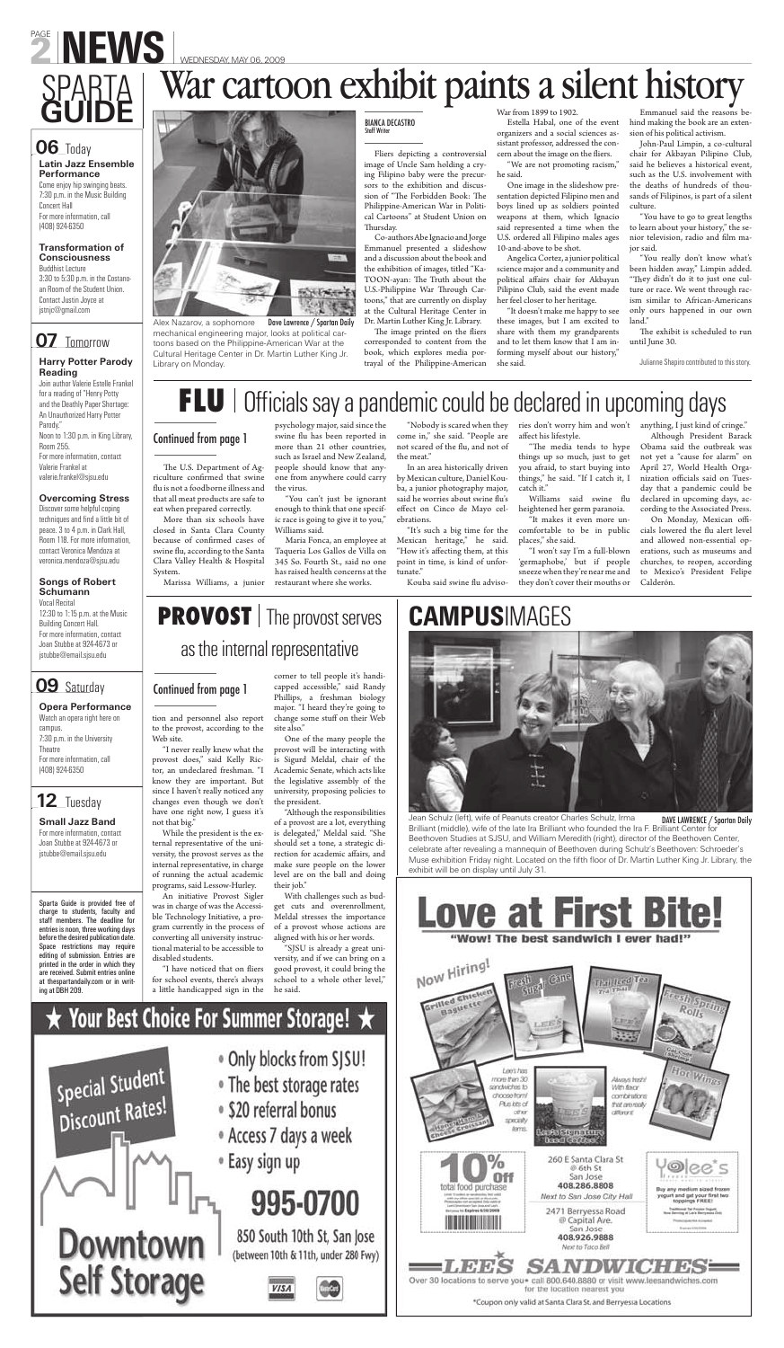# NEWS

WEDNESDAY, MAY 06, 2009

## SPARTA GUIDE

### 06 Today

**Latin Jazz Ensemble Performance**
Come enjoy hip swinging beats.
7:30 p.m. in the Music Building Concert Hall
For more information, call (408) 924-6350

**Transformation of Consciousness**
Buddhist Lecture
3:30 to 5:30 p.m. in the Costanoan Room of the Student Union.
Contact Justin Joyce at jstnjc@gmail.com

### 07 Tomorrow

**Harry Potter Parody Reading**
Join author Valerie Estelle Frankel for a reading of "Henry Potty and the Deathly Paper Shortage: An Unauthorized Harry Potter Parody."
Noon to 1:30 p.m. in King Library, Room 255.
For more information, contact Valerie Frankel at valerie.frankel@sjsu.edu

**Overcoming Stress**
Discover some helpful coping techniques and find a little bit of peace. 3 to 4 p.m. in Clark Hall, Room 118. For more information, contact Veronica Mendoza at veronica.mendoza@sjsu.edu

**Songs of Robert Schumann**
Vocal Recital
12:30 to 1:15 p.m. at the Music Building Concert Hall.
For more information, contact Joan Stubbe at 924-4673 or jstubbe@email.sjsu.edu

### 09 Saturday

**Opera Performance**
Watch an opera right here on campus.
7:30 p.m. in the University Theatre
For more information, call (408) 924-6350

### 12 Tuesday

**Small Jazz Band**
For more information, contact Joan Stubbe at 924-4673 or jstubbe@email.sjsu.edu

Sparta Guide is provided free of charge to students, faculty and staff members. The deadline for entries is noon, three working days before the desired publication date. Space restrictions may require editing of submission. Entries are printed in the order in which they are received. Submit entries online at thespartandaily.com or in writing at DBH 209.

# War cartoon exhibit paints a silent history

Alex Nazarov, a sophomore mechanical engineering major, looks at political cartoons based on the Philippine-American War at the Cultural Heritage Center in Dr. Martin Luther King Jr. Library on Monday.
Dave Lawrence / Spartan Daily

BIANCA DECASTRO
Staff Writer

Fliers depicting a controversial image of Uncle Sam holding a crying Filipino baby were the precursors to the exhibition and discussion of "The Forbidden Book: The Philippine-American War in Political Cartoons" at Student Union on Thursday.

Co-authors Abe Ignacio and Jorge Emmanuel presented a slideshow and a discussion about the book and the exhibition of images, titled "Ka-TOON-ayan: The Truth about the U.S.-Philippine War Through Cartoons," that are currently on display at the Cultural Heritage Center in Dr. Martin Luther King Jr. Library.

The image printed on the fliers corresponded to content from the book, which explores media portrayal of the Philippine-American War from 1899 to 1902.

Estella Habal, one of the event organizers and a social sciences assistant professor, addressed the concern about the image on the fliers.

"We are not promoting racism," he said.

One image in the slideshow presentation depicted Filipino men and boys lined up as soldiers pointed weapons at them, which Ignacio said represented a time when the U.S. ordered all Filipino males ages 10-and-above to be shot.

Angelica Cortez, a junior political science major and a community and political affairs chair for Akbayan Pilipino Club, said the event made her feel closer to her heritage.

"It doesn't make me happy to see these images, but I am excited to share with them my grandparents and to let them know that I am informing myself about our history," she said.

Emmanuel said the reasons behind making the book are an extension of his political activism.

John-Paul Limpin, a co-cultural chair for Akbayan Pilipino Club, said he believes a historical event, such as the U.S. involvement with the deaths of hundreds of thousands of Filipinos, is part of a silent culture.

"You have to go to great lengths to learn about your history," the senior television, radio and film major said.

"You really don't know what's been hidden away," Limpin added. "They didn't do it to just one culture or race. We went through racism similar to African-Americans only ours happened in our own land."

The exhibit is scheduled to run until June 30.

Julianne Shapiro contributed to this story.

# FLU | Officials say a pandemic could be declared in upcoming days

Continued from page 1

The U.S. Department of Agriculture confirmed that swine flu is not a foodborne illness and that all meat products are safe to eat when prepared correctly.

More than six schools have closed in Santa Clara County because of confirmed cases of swine flu, according to the Santa Clara Valley Health & Hospital System.

Marissa Williams, a junior psychology major, said since the swine flu has been reported in more than 21 other countries, such as Israel and New Zealand, people should know that anyone from anywhere could carry the virus.

"You can't just be ignorant enough to think that one specific race is going to give it to you," Williams said.

Maria Fonca, an employee at Taqueria Los Gallos de Villa on 345 So. Fourth St., said no one has raised health concerns at the restaurant where she works.

"Nobody is scared when they come in," she said. "People are not scared of the flu, and not of the meat."

In an area historically driven by Mexican culture, Daniel Kouba, a junior photography major, said he worries about swine flu's effect on Cinco de Mayo celebrations.

"It's such a big time for the Mexican heritage," he said. "How it's affecting them, at this point in time, is kind of unfortunate."

Kouba said swine flu advisories don't worry him and won't affect his lifestyle.

"The media tends to hype things up so much, just to get you afraid, to start buying into things," he said. "If I catch it, I catch it."

Williams said swine flu heightened her germ paranoia.

"It makes it even more uncomfortable to be in public places," she said.

"I won't say I'm a full-blown 'germaphobe,' but if people sneeze when they're near me and they don't cover their mouths or anything, I just kind of cringe."

Although President Barack Obama said the outbreak was not yet a "cause for alarm" on April 27, World Health Organization officials said on Tuesday that a pandemic could be declared in upcoming days, according to the Associated Press.

On Monday, Mexican officials lowered the flu alert level and allowed non-essential operations, such as museums and churches, to reopen, according to Mexico's President Felipe Calderón.

# PROVOST | The provost serves as the internal representative

Continued from page 1

tion and personnel also report to the provost, according to the Web site.

"I never really knew what the provost does," said Kelly Rictor, an undeclared freshman. "I know they are important. But since I haven't really noticed any changes even though we don't have one right now, I guess it's not that big."

While the president is the external representative of the university, the provost serves as the internal representative, in charge of running the actual academic programs, said Lessow-Hurley.

An initiative Provost Sigler was in charge of was the Accessible Technology Initiative, a program currently in the process of converting all university instructional material to be accessible to disabled students.

"I have noticed that on fliers for school events, there's always a little handicapped sign in the corner to tell people it's handicapped accessible," said Randy Phillips, a freshman biology major. "I heard they're going to change some stuff on their Web site also."

One of the many people the provost will be interacting with is Sigurd Meldal, chair of the Academic Senate, which acts like the legislative assembly of the university, proposing policies to the president.

"Although the responsibilities of a provost are a lot, everything is delegated," Meldal said. "She should set a tone, a strategic direction for academic affairs, and make sure people on the lower level are on the ball and doing their job."

With challenges such as budget cuts and overenrollment, Meldal stresses the importance of a provost whose actions are aligned with his or her words.

"SJSU is already a great university, and if we can bring on a good provost, it could bring the school to a whole other level," he said.

# CAMPUSIMAGES

Jean Schulz (left), wife of Peanuts creator Charles Schulz, Irma Brilliant (middle), wife of the late Ira Brilliant who founded the Ira F. Brilliant Center for Beethoven Studies at SJSU, and William Meredith (right), director of the Beethoven Center, celebrate after revealing a mannequin of Beethoven during Schulz's Beethoven: Schroeder's Muse exhibition Friday night. Located on the fifth floor of Dr. Martin Luther King Jr. Library, the exhibit will be on display until July 31.
DAVE LAWRENCE / Spartan Daily

★ Your Best Choice For Summer Storage! ★

Special Student Discount Rates!

- Only blocks from SJSU!
- The best storage rates
- $20 referral bonus
- Access 7 days a week
- Easy sign up

995-0700

850 South 10th St, San Jose (between 10th & 11th, under 280 Fwy)

Downtown Self Storage

**Love at First Bite!**
"Wow! The best sandwich I ever had!"

Now Hiring!

Lee's has more than 30 sandwiches to choose from! Plus lots of other specialty items.

Always fresh! With flavor combinations that are really different!

10% Off total food purchase

260 E Santa Clara St @ 6th St
San Jose
408.286.8808
Next to San Jose City Hall

2471 Berryessa Road @ Capital Ave.
San Jose
408.926.9888
Next to Taco Bell

LEE'S SANDWICHES
Over 30 locations to serve you • call 800.640.8880 or visit www.leesandwiches.com for the location nearest you

*Coupon only valid at Santa Clara St. and Berryessa Locations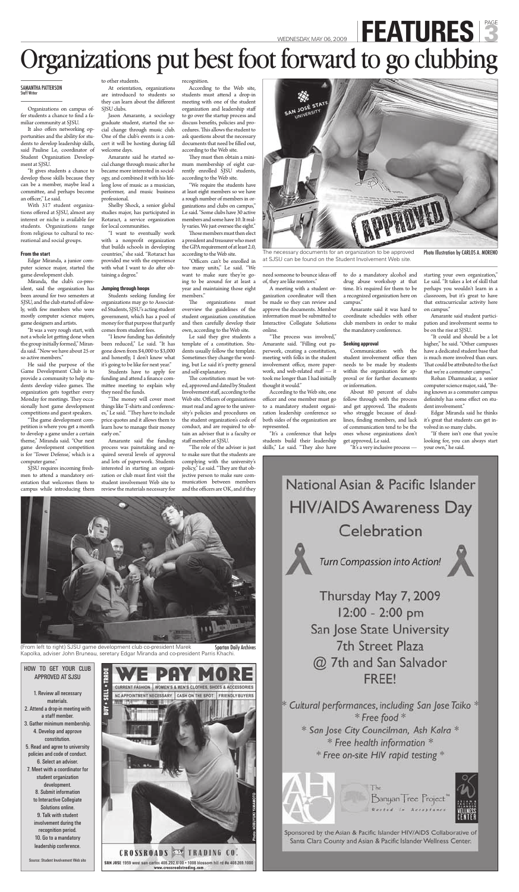# Organizations put best foot forward to go clubbing

SAMANTHA PATTERSON
Staff Writer

Organizations on campus offer students a chance to find a familiar community at SJSU.

It also offers networking opportunities and the ability for students to develop leadership skills, said Pauline Le, coordinator of Student Organization Development at SJSU.

"It gives students a chance to develop those skills because they can be a member, maybe lead a committee, and perhaps become an officer," Le said.

With 317 student organizations offered at SJSU, almost any interest or niche is available for students. Organizations range from religious to cultural to recreational and social groups.

### From the start

Edgar Miranda, a junior computer science major, started the game development club.

Miranda, the club's co-president, said the organization has been around for two semesters at SJSU, and the club started off slowly, with few members who were mostly computer science majors, game designers and artists.

"It was a very rough start, with not a whole lot getting done when the group initially formed," Miranda said. "Now we have about 25 or so active members."

He said the purpose of the Game Development Club is to provide a community to help students develop video games. The organization gets together every Monday for meetings. They occasionally host game development competitions and guest speakers.

"The game development competition is where you get a month to develop a game under a certain theme," Miranda said. "Our next game development competition is for 'Tower Defense,' which is a computer game."

SJSU requires incoming freshmen to attend a mandatory orientation that welcomes them to campus while introducing them to other students.

At orientation, organizations are introduced to students so they can learn about the different SJSU clubs.

Jason Amarante, a sociology graduate student, started the social change through music club. One of the club's events is a concert it will be hosting during fall welcome days.

Amarante said he started social change through music after he became more interested in sociology, and combined it with his lifelong love of music as a musician, performer, and music business professional.

Shelby Shock, a senior global studies major, has participated in Rotaract, a service organization for local communities.

"I want to eventually work with a nonprofit organization that builds schools in developing countries," she said. "Rotaract has provided me with the experience with what I want to do after obtaining a degree."

### Jumping through hoops

Students seeking funding for organizations may go to Associated Students, SJSU's acting student government, which has a pool of money for that purpose that partly comes from student fees.

"I know funding has definitely been reduced," Le said. "It has gone down from \$4,000 to \$3,000 and honestly, I don't know what it's going to be like for next year."

Students have to apply for funding and attend a finance committee meeting to explain why they need the funds.

"The money will cover most things like T-shirts and conferences," Le said. "They have to include price quotes and it allows them to learn how to manage their money early on."

Amarante said the funding process was painstaking and required several levels of approval and lots of paperwork. Students interested in starting an organization or club must first visit the student involvement Web site to review the materials necessary for recognition.

According to the Web site, students must attend a drop-in meeting with one of the student organization and leadership staff to go over the startup process and discuss benefits, policies and procedures. This allows the student to ask questions about the necessary documents that need be filled out, according to the Web site.

They must then obtain a minimum membership of eight currently enrolled SJSU students, according to the Web site.

"We require the students have at least eight members so we have a rough number of members in organizations and clubs on campus," Le said. "Some clubs have 30 active members and some have 10. It really varies. We just oversee the eight."

Those members must then elect a president and treasurer who meet the GPA requirement of at least 2.0, according to the Web site.

"Officers can't be enrolled in too many units," Le said. "We want to make sure they're going to be around for at least a year and maintaining those eight members."

The organizations must overview the guidelines of the student organization constitution and then carefully develop their own, according to the Web site.

Le said they give students a template of a constitution. Students usually follow the template. Sometimes they change the wording, but Le said it's pretty general and self-explanatory.

The constitution must be voted, approved and dated by Student Involvement staff, according to the Web site. Officers of organizations must read and agree to the university's policies and procedures on the student organization's code of conduct, and are required to obtain an adviser that is a faculty or staff member at SJSU.

"The role of the adviser is just to make sure that the students are complying with the university's policy," Le said. "They are that objective person to make sure communication between members and the officers are OK, and if they need someone to bounce ideas off of, they are like mentors."

A meeting with a student organization coordinator will then be made so they can review and approve the documents. Member information must be submitted to Interactive Collegiate Solutions online.

"The process was involved," Amarante said. "Filling out paperwork, creating a constitution, meeting with folks in the student involvement office, more paperwork, and web-related stuff — it took me longer than I had initially thought it would."

According to the Web site, one officer and one member must go to a mandatory student organization leadership conference so both sides of the organization are represented.

"It's a conference that helps students build their leadership skills," Le said. "They also have to do a mandatory alcohol and drug abuse workshop at that time. It's required for them to be a recognized organization here on campus."

Amarante said it was hard to coordinate schedules with other club members in order to make the mandatory conference.

### Seeking approval

Communication with the student involvement office then needs to be made by students within the organization for approval or for further documents or information.

About 80 percent of clubs follow through with the process and get approved. The students who struggle because of deadlines, finding members, and lack of communication tend to be the ones whose organizations don't get approved, Le said.

"It's a very inclusive process — starting your own organization," Le said. "It takes a lot of skill that perhaps you wouldn't learn in a classroom, but it's great to have that extracurricular activity here on campus."

Amarante said student participation and involvement seems to be on the rise at SJSU.

"It could and should be a lot higher," he said. "Other campuses have a dedicated student base that is much more involved than ours. That could be attributed to the fact that we're a commuter campus."

Rohan Dhamnaskar, a senior computer science major, said, "Being known as a commuter campus definitely has some effect on student involvement."

Edgar Miranda said he thinks it's great that students can get involved in so many clubs.

"If there isn't one that you're looking for, you can always start your own," he said.

The necessary documents for an organization to be approved at SJSU can be found on the Student Involvement Web site. Photo Illustration by CARLOS A. MORENO

(From left to right) SJSU game development club co-president Marek Kapolka, adviser John Bruneau, seretary Edgar Miranda and co-president Parris Khachi. Spartan Daily Archives

### HOW TO GET YOUR CLUB APPROVED AT SJSU

1. Review all necessary materials.
2. Attend a drop-in meeting with a staff member.
3. Gather minimum membership.
4. Develop and approve constitution.
5. Read and agree to university policies and code of conduct.
6. Select an adviser.
7. Meet with a coordinator for student organization development.
8. Submit information to Interactive Collegiate Solutions online.
9. Talk with student involvement during the recognition period.
10. Go to a mandatory leadership conference.

Source: Student Involvement Web site

WE PAY MORE
CURRENT FASHION | WOMEN'S & MEN'S CLOTHES, SHOES & ACCESSORIES
NO APPOINTMENT NECESSARY | CASH ON THE SPOT | FRIENDLY BUYERS
BUY • SELL • TRADE
CROSSROADS TRADING CO.
SAN JOSE 1959 west san carlos 408.292.6100 • 1008 blossom hill rd #e 408.269.1000
www.crossroadstrading.com

National Asian & Pacific Islander HIV/AIDS Awareness Day Celebration

*Turn Compassion into Action!*

Thursday May 7, 2009
12:00 - 2:00 pm
San Jose State University
7th Street Plaza
@ 7th and San Salvador
FREE!

* Cultural performances, including San Jose Taiko *
* Free food *
* San Jose City Councilman, Ash Kalra *
* Free health information *
* Free on-site HIV rapid testing *

The Banyan Tree Project — Rooted in Acceptance

Sponsored by the Asian & Pacific Islander HIV/AIDS Collaborative of Santa Clara County and Asian & Pacific Islander Wellness Center.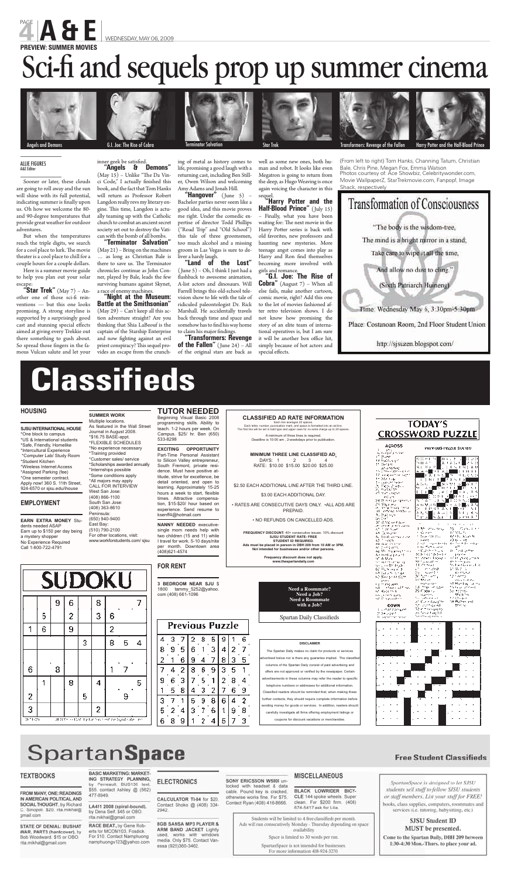# PREVIEW: SUMMER MOVIES

# Sci-fi and sequels prop up summer cinema

Angels and Demons | G.I. Joe: The Rise of Cobra | Terminator Salvation | Star Trek | Transformers: Revenge of the Fallen | Harry Potter and the Half-Blood Prince

(From left to right) Tom Hanks, Channing Tatum, Christian Bale, Chris Pine, Megan Fox, Emma Watson
Photos courtesy of: Ace Showbiz, Celebritywonder.com, Movie WallpaperZ, StarTrekmovie.com, Fanpop!, Image Shack, respectively

ALLIE FIGURES
A&E Editor

Sooner or later, these clouds are going to roll away and the sun will shine with its full potential, indicating summer is finally upon us. Oh how we welcome the 80- and 90-degree temperatures that provide great weather for outdoor adventures.

But when the temperatures reach the triple digits, we search for a cool place to lurk. The movie theater is a cool place to chill for a couple hours for a couple dollars.

Here is a summer movie guide to help you plan out your solar escape:

**"Star Trek"** (May 7) – Another one of those sci-fi reinventions — but this one looks promising. A strong storyline is supported by a surprisingly good cast and stunning special effects aimed at giving every Trekkie out there something to gush about. So spread those fingers in the famous Vulcan salute and let your inner geek be satisfied.

**"Angels & Demons"** (May 15) – Unlike "The Da Vinci Code," I actually finished this book, and the fact that Tom Hanks will return as Professor Robert Langdon really revs my literary engine. This time, Langdon is actually teaming up with the Catholic church to combat an ancient secret society set out to destroy the Vatican with the bomb of all bombs.

**"Terminator Salvation"** (May 21) – Bring on the machines … as long as Christian Bale is there to save us. The Terminator chronicles continue as John Conner, played by Bale, leads the few surviving humans against Skynet, a race of enemy machines.

**"Night at the Museum: Battle at the Smithsonian"** (May 29) – Can't keep all this action adventure straight? Are you thinking that Shia LaBeouf is the captain of the Starship Enterprise and now fighting against an evil priest conspiracy? This sequel provides an escape from the crunching of metal as history comes to life, promising a good laugh with a returning cast, including Ben Stiller, Owen Wilson and welcoming Amy Adams and Jonah Hill.

**"Hangover"** (June 5) – Bachelor parties never seem like a good idea, and this movie proves me right. Under the comedic expertise of director Todd Phillips ("Road Trip" and "Old School") this tale of three groomsmen, too much alcohol and a missing groom in Las Vegas is sure to deliver a hardy laugh.

**"Land of the Lost"** (June 5) – Oh, I think I just had a flashback to awesome animation, A-list actors and dinosaurs. Will Farrell brings this old-school television show to life with the tale of ridiculed paleontologist Dr. Rick Marshall. He accidentally travels back through time and space and somehow has to find his way home to claim his major findings.

**"Transformers: Revenge of the Fallen"** (June 24) – All of the original stars are back as well as some new ones, both human and robot. It looks like even Megatron is going to return from the deep, as Hugo Weaving is once again voicing the character in this sequel.

**"Harry Potter and the Half-Blood Prince"** (July 15) – Finally, what you have been waiting for: The next movie in the Harry Potter series is back with old favorites, new professors and haunting new mysteries. More teenage angst comes into play as Harry and Ron find themselves becoming more involved with girls and romance.

**"G.I. Joe: The Rise of Cobra"** (August 7) – When all else fails, make another cartoon, comic movie, right? Add this one to the lot of movies fashioned after retro television shows. I do not know how promising the story of an elite team of international operatives is, but I am sure it will be another box office hit, simply because of hot actors and special effects.

## Transformation of Consciousness

"The body is the wisdom-tree,
The mind is a bright mirror in a stand;
Take care to wipe it all the time,
And allow no dust to cling."
(Sixth Patriarch Huineng)

Time: Wednesday May 6, 3:30pm-5:30pm
Place: Costanoan Room, 2nd Floor Student Union
http://sjsuzen.blogspot.com/

# Classifieds

## HOUSING

**SJSU INTERNATIONAL HOUSE**
*One block to campus
*US & International students
*Safe, Friendly, Homelike
*Intercultural Experience
*Computer Lab/ Study Room
*Student Kitchen
*Wireless Internet Access
*Assigned Parking (fee)
*One semester contract.
Apply now! 360 S. 11th Street, 924-6570 or sjsu.edu/ihouse

## EMPLOYMENT

**EARN EXTRA MONEY** Students needed ASAP
Earn up to $150 per day being a mystery shopper
No Experience Required
Call 1-800-722-4791

**SUMMER WORK**
Multiple locations.
As featured in the Wall Street Journal in August 2008.
*$16.75 BASE-appt.
*FLEXIBLE SCHEDULES
*No experience necessary
*Training provided
*Customer sales/ service
*Scholarships awarded annually
*Internships possible
*Some conditions apply
*All majors may apply
CALL FOR INTERVIEW
West San Jose:
(408) 866-1100
South San Jose:
(408) 363-8610
Peninsula:
(650) 940-9400
East Bay:
(510) 790-2100
For other locations, visit:
www.workforstudents.com/ sjsu

## TUTOR NEEDED

Beginning Visual Basic 2008 programming skills. Ability to teach. 1-2 hours per week. On Campus. $25/ hr. Ben (650) 533-8298

**EXCITING OPPORTUNITY** Part-Time Personal Assistant to Silicon Valley entrepreneur, South Fremont, private residence. Must have positive attitude, strive for excellence, be detail oriented, and open to learning. Approximately 15-25 hours a week to start, flexible times. Attractive compensation, $15-$20/ hour based on experience. Send resume to ksenff4@hotmail.com

**NANNY NEEDED** executive-single mom needs help with two children (15 and 11) while I travel for work. 5-10 days/nite per month. Downtown area (408)621-4574

## FOR RENT

**3 BEDROOM NEAR SJU** $ 1800 tammy_5252@yahoo.com (408) 661-1096

## CLASSIFIED AD RATE INFORMATION

Each line averages 25 spaces.
Each letter, number, punctuation mark, and space is formatted into an ad line.
The first line will be set in bold type and upper case for no extra charge up to 20 spaces.

A minimum of three lines is required.
Deadline is 10:00 am , 2-weekdays prior to publication.

**MINIMUM THREE LINE CLASSIFIED AD:**

| DAYS: | 1 | 2 | 3 | 4 |
|---|---|---|---|---|
| RATE: | $10.00 | $15.00 | $20.00 | $25.00 |

$2.50 EACH ADDITIONAL LINE AFTER THE THIRD LINE.

$3.00 EACH ADDITIONAL DAY.

• RATES ARE CONSECUTIVE DAYS ONLY. •ALL ADS ARE PREPAID.

• NO REFUNDS ON CANCELLED ADS.

**FREQUENCY DISCOUNT:** 40+ consecutive issues: 10% discount
**SJSU STUDENT RATE: FREE**
**STUDENT ID REQUIRED.**
**Ads must be placed in person in DBH 209 from 10 AM or 3PM.**
**Not intended for businesses and/or other persons.**

**Frequency discount does not apply.**
**www.thespartandaily.com**

**Need a Roommate?**
**Need a Job?**
**Need a Roommate with a Job?**

Spartan Daily Classifieds

**DISCLAIMER**

The Spartan Daily makes no claim for products or services advertised below nor is there any guarantee implied. The classified columns of the Spartan Daily consist of paid advertising and offers are not approved or verified by the newspaper. Certain advertisements in these columns may refer the reader to specific telephone numbers or addresses for additional information. Classified readers should be reminded that, when making these further contacts, they should require complete information before sending money for goods or services. In addition, readers should carefully investigate all firms offering employment listings or coupons for discount vacations or merchandise.

## SUDOKU

| | | | | | | | | |
|---|---|---|---|---|---|---|---|---|
| | | 9 | 6 | | 8 | | | 7 |
| | 5 | | 2 | | 3 | 6 | | |
| 1 | 6 | | 9 | | | 2 | | |
| | | | | 3 | | 8 | 5 | 4 |
| 6 | | 8 | | | | 1 | 7 | |
| | 1 | | 8 | | 4 | | | 5 |
| 2 | | | | 5 | | | 9 | |
| 3 | | | | | 2 | | | |

## Previous Puzzle

| | | | | | | | | |
|---|---|---|---|---|---|---|---|---|
| 4 | 3 | 7 | 2 | 8 | 5 | 9 | 1 | 6 |
| 8 | 9 | 5 | 6 | 1 | 3 | 4 | 2 | 7 |
| 2 | 1 | 6 | 9 | 4 | 7 | 8 | 3 | 5 |
| 7 | 4 | 2 | 8 | 6 | 9 | 3 | 5 | 1 |
| 9 | 6 | 3 | 7 | 5 | 1 | 2 | 8 | 4 |
| 1 | 5 | 8 | 4 | 3 | 2 | 7 | 6 | 9 |
| 3 | 7 | 1 | 5 | 9 | 8 | 6 | 4 | 2 |
| 5 | 2 | 4 | 3 | 7 | 6 | 1 | 9 | 8 |
| 6 | 8 | 9 | 1 | 2 | 4 | 5 | 7 | 3 |

## TODAY'S CROSSWORD PUZZLE

ACROSS

PREVIOUS PUZZLE SOLVED

DOWN

# SpartanSpace

## Free Student Classifieds

### TEXTBOOKS

**FROM MANY, ONE: READINGS IN AMERICAN POLITICAL AND SOCIAL THOUGHT**, by Richard C. Sinopoli. $20. rita.mikhal@gmail.com

**STATE OF DENIAL: BUSHAT WAR, PART3 (hardcover)**, by Bob Woodward. $15 or OBO. rita.mikhal@gmail.com

**BASIC MARKETING: MARKETING STRATEGY PLANNING**, by Perreault. BUS136 text. $55. contact Ashley @ (562) 477-8949.

**LA411 2008 (spiral-bound)**, by Dena Self. $45 or OBO. rita.mikhal@gmail.com

**RACE BEAT**, by Gene Roberts for MCOM103. Fosdick. For $10. Contact Namphuong namphuongv123@yahoo.com

### ELECTRONICS

**CALCULATOR TI-84** for $20. Contact Shoko @ (408) 334-2942.

**8GB SANSA MP3 PLAYER & ARM BAND JACKET** Lightly used, works with windows media. Only $75. Contact Vanessa (925)360-3462.

**SONY ERICSSON W580I** unlocked with headset & data cable. Pound key is cracked, otherwise works fine. For $75. Contact Ryan (408) 416-8666.

### MISCELLANEOUS

**BLACK LOWRIDER BICYCLE** 144 spoke wheels. Super clean. For $200 firm. (408) 674-5417 ask for Lila.

Students will be limited to 4 free classifieds per month.
Ads will run consecutively Monday - Thursday depending on space availability.
Space is limited to 30 words per run.
SpartanSpace is not intended for businesses.
For more information 408-924-3270.

*SpartanSpace is designed to let SJSU students sell stuff to fellow SJSU students or staff members. List your stuff for FREE!*
books, class supplies, computers, roommates and services (i.e. tutoring, babysitting, etc.)

**SJSU Student ID MUST be presented.**

**Come to the Spartan Daily, DBH 209 between 1:30-4:30 Mon.-Thurs. to place your ad.**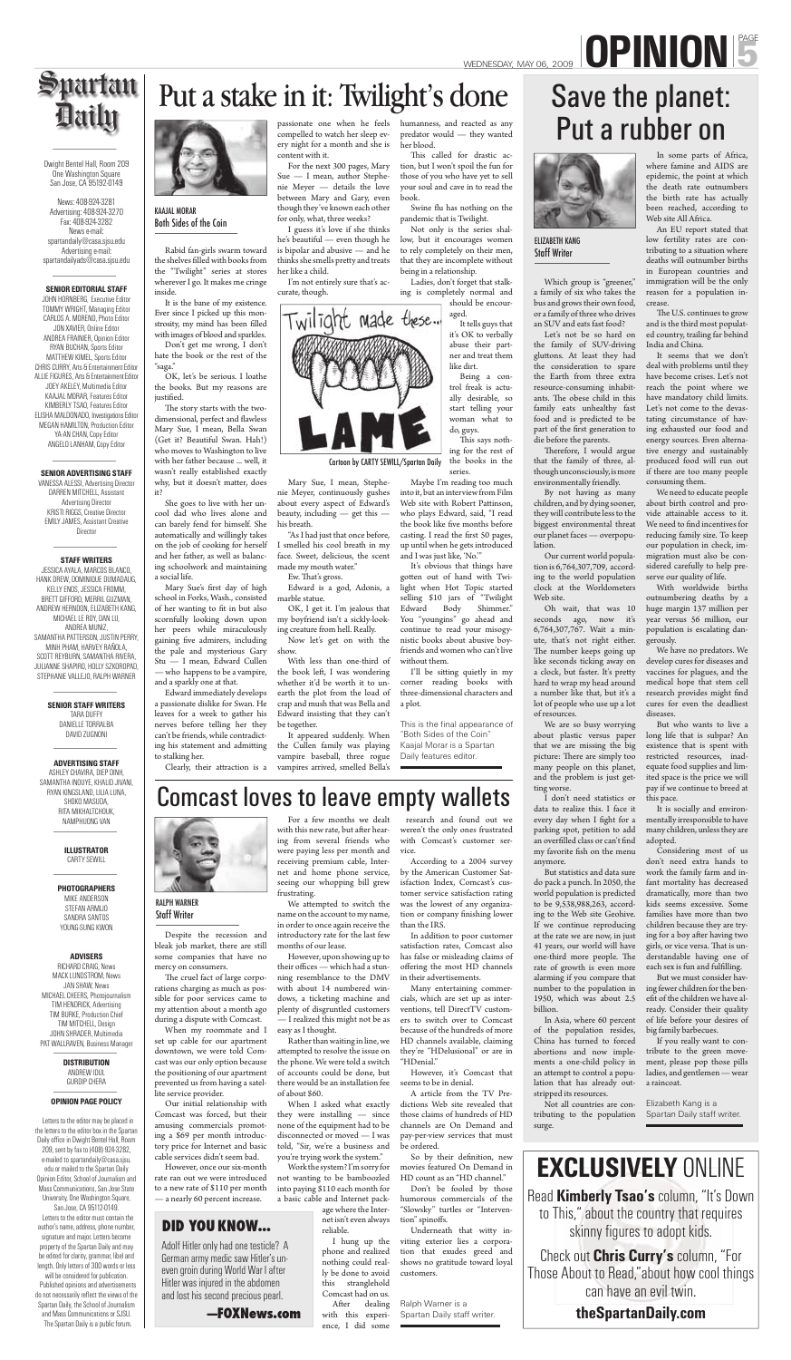# OPINION

WEDNESDAY, MAY 06, 2009

## Spartan Daily

Dwight Bentel Hall, Room 209
One Washington Square
San Jose, CA 95192-0149

News: 408-924-3281
Advertising: 408-924-3270
Fax: 408-924-3282
News e-mail: spartandaily@casa.sjsu.edu
Advertising e-mail: spartandailyads@casa.sjsu.edu

**SENIOR EDITORIAL STAFF**

JOHN HORNBERG, Executive Editor
TOMMY WRIGHT, Managing Editor
CARLOS A. MORENO, Photo Editor
JON XAVIER, Online Editor
ANDREA FRAINIER, Opinion Editor
RYAN BUCHAN, Sports Editor
MATTHEW KIMEL, Sports Editor
CHRIS CURRY, Arts & Entertainment Editor
ALLIE FIGURES, Arts & Entertainment Editor
JOEY AKELEY, Multimedia Editor
KAAJAL MORAR, Features Editor
KIMBERLY TSAO, Features Editor
ELISHA MALDONADO, Investigations Editor
MEGAN HAMILTON, Production Editor
YA-AN CHAN, Copy Editor
ANGELO LANHAM, Copy Editor

**SENIOR ADVERTISING STAFF**

VANESSA ALESSI, Advertising Director
DARREN MITCHELL, Assistant Advertising Director
KRISTI RIGGS, Creative Director
EMILY JAMES, Assistant Creative Director

**STAFF WRITERS**

JESSICA AYALA, MARCOS BLANCO, HANK DREW, DOMINIQUE DUMADAUG, KELLY ENOS, JESSICA FROMM, BRETT GIFFORD, MERRIL GUZMAN, ANDREW HERNDON, ELIZABETH KANG, MICHAEL LE ROY, DAN LU, ANDREA MUNIZ, SAMANTHA PATTERSON, JUSTIN PERRY, MINH PHAM, HARVEY RAÑOLA, SCOTT REYBURN, SAMANTHA RIVERA, JULIANNE SHAPIRO, HOLLY SZKOROPAD, STEPHANIE VALLEJO, RALPH WARNER

**SENIOR STAFF WRITERS**

TARA DUFFY
DANIELLE TORRALBA
DAVID ZUGNONI

**ADVERTISING STAFF**

ASHLEY CHAVIRA, DIEP DINH, SAMANTHA INOUYE, KHALID JIVANI, RYAN KINGSLAND, LILIA LUNA, SHOKO MASUDA, RITA MIKHALTCHOUK, NAMPHUONG VAN

**ILLUSTRATOR**

CARTY SEWILL

**PHOTOGRAPHERS**

MIKE ANDERSON
STEFAN ARMIJO
SANDRA SANTOS
YOUNG-SUNG KWON

**ADVISERS**

RICHARD CRAIG, News
MACK LUNDSTROM, News
JAN SHAW, News
MICHAEL CHEERS, Photojournalism
TIM HENDRICK, Advertising
TIM BURKE, Production Chief
TIM MITCHELL, Design
JOHN SHRADER, Multimedia
PAT WALLRAVEN, Business Manager

**DISTRIBUTION**

ANDREW IDUL
GURDIP CHERA

**OPINION PAGE POLICY**

Letters to the editor may be placed in the letters to the editor box in the Spartan Daily office in Dwight Bentel Hall, Room 209, sent by fax to (408) 924-3282, e-mailed to spartandaily@casa.sjsu.edu or mailed to the Spartan Daily Opinion Editor, School of Journalism and Mass Communications, San Jose State University, One Washington Square, San Jose, CA 95112-0149.

Letters to the editor must contain the author's name, address, phone number, signature and major. Letters become property of the Spartan Daily and may be edited for clarity, grammar, libel and length. Only letters of 300 words or less will be considered for publication.

Published opinions and advertisements do not necessarily reflect the views of the Spartan Daily, the School of Journalism and Mass Communications or SJSU.

The Spartan Daily is a public forum.

---

## Put a stake in it: Twilight's done

KAAJAL MORAR
Both Sides of the Coin

Rabid fan-girls swarm toward the shelves filled with books from the "Twilight" series at stores wherever I go. It makes me cringe inside.

It is the bane of my existence. Ever since I picked up this monstrosity, my mind has been filled with images of blood and sparkles.

Don't get me wrong, I don't hate the book or the rest of the "saga."

OK, let's be serious. I loathe the books. But my reasons are justified.

The story starts with the two-dimensional, perfect and flawless Mary Sue, I mean, Bella Swan (Get it? Beautiful Swan. Hah!) who moves to Washington to live with her father because ... well, it wasn't really established exactly why, but it doesn't matter, does it?

She goes to live with her uncool dad who lives alone and can barely fend for himself. She automatically and willingly takes on the job of cooking for herself and her father, as well as balancing schoolwork and maintaining a social life.

Mary Sue's first day of high school in Forks, Wash., consisted of her wanting to fit in but also scornfully looking down upon her peers while miraculously gaining five admirers, including the pale and mysterious Gary Stu — I mean, Edward Cullen — who happens to be a vampire, and a sparkly one at that.

Edward immediately develops a passionate dislike for Swan. He leaves for a week to gather his nerves before telling her they can't be friends, while contradicting his statement and admitting to stalking her.

Clearly, their attraction is a passionate one when he feels compelled to watch her sleep every night for a month and she is content with it.

For the next 300 pages, Mary Sue — I mean, author Stephenie Meyer — details the love between Mary and Gary, even though they've known each other for only, what, three weeks?

I guess it's love if she thinks he's beautiful — even though he is bipolar and abusive — and he thinks she smells pretty and treats her like a child.

I'm not entirely sure that's accurate, though.

Cartoon by CARTY SEWILL/Spartan Daily

Mary Sue, I mean, Stephenie Meyer, continuously gushes about every aspect of Edward's beauty, including — get this — his breath.

"As I had just that once before, I smelled his cool breath in my face. Sweet, delicious, the scent made my mouth water."

Ew. That's gross.

Edward is a god, Adonis, a marble statue.

OK, I get it. I'm jealous that my boyfriend isn't a sickly-looking creature from hell. Really.

Now let's get on with the show.

With less than one-third of the book left, I was wondering whether it'd be worth it to unearth the plot from the load of crap and mush that was Bella and Edward insisting that they can't be together.

It appeared suddenly. When the Cullen family was playing vampire baseball, three rogue vampires arrived, smelled Bella's humanness, and reacted as any predator would — they wanted her blood.

This called for drastic action, but I won't spoil the fun for those of you who have yet to sell your soul and cave in to read the book.

Swine flu has nothing on the pandemic that is Twilight.

Not only is the series shallow, but it encourages women to rely completely on their men, that they are incomplete without being in a relationship.

Ladies, don't forget that stalking is completely normal and should be encouraged.

It tells guys that it's OK to verbally abuse their partner and treat them like dirt.

Being a control freak is actually desirable, so start telling your woman what to do, guys.

This says nothing for the rest of the books in the series.

Maybe I'm reading too much into it, but an interview from Film Web site with Robert Pattinson, who plays Edward, said, "I read the book like five months before casting. I read the first 50 pages, up until when he gets introduced and I was just like, 'No.'"

It's obvious that things have gotten out of hand with Twilight when Hot Topic started selling $10 jars of "Twilight Edward Body Shimmer." You "youngins" go ahead and continue to read your misogynistic books about abusive boyfriends and women who can't live without them.

I'll be sitting quietly in my corner reading books with three-dimensional characters and a plot.

*This is the final appearance of "Both Sides of the Coin." Kaajal Morar is a Spartan Daily features editor.*

---

## Save the planet: Put a rubber on

ELIZABETH KANG
Staff Writer

Which group is "greener," a family of six who takes the bus and grows their own food, or a family of three who drives an SUV and eats fast food?

Let's not be so hard on the family of SUV-driving gluttons. At least they had the consideration to spare the Earth from three extra resource-consuming inhabitants. The obese child in this family eats unhealthy fast food and is predicted to be part of the first generation to die before the parents.

Therefore, I would argue that the family of three, although unconsciously, is more environmentally friendly.

By not having as many children, and by dying sooner, they will contribute less to the biggest environmental threat our planet faces — overpopulation.

Our current world population is 6,764,307,709, according to the world population clock at the Worldometers Web site.

Oh wait, that was 10 seconds ago, now it's 6,764,307,767. Wait a minute, that's not right either. The number keeps going up like seconds ticking away on a clock, but faster. It's pretty hard to wrap my head around a number like that, but it's a lot of people who use up a lot of resources.

We are so busy worrying about plastic versus paper that we are missing the big picture: There are simply too many people on this planet, and the problem is just getting worse.

I don't need statistics or data to realize this. I face it every day when I fight for a parking spot, petition to add an overfilled class or can't find my favorite fish on the menu anymore.

But statistics and data sure do pack a punch. In 2050, the world population is predicted to be 9,538,988,263, according to the Web site Geohive. If we continue reproducing at the rate we are now, in just 41 years, our world will have one-third more people. The rate of growth is even more alarming if you compare that number to the population in 1950, which was about 2.5 billion.

In Asia, where 60 percent of the population resides, China has turned to forced abortions and now implements a one-child policy in an attempt to control a population that has already outstripped its resources.

Not all countries are contributing to the population surge.

In some parts of Africa, where famine and AIDS are epidemic, the point at which the death rate outnumbers the birth rate has actually been reached, according to Web site All Africa.

An EU report stated that low fertility rates are contributing to a situation where deaths will outnumber births in European countries and immigration will be the only reason for a population increase.

The U.S. continues to grow and is the third most populated country, trailing far behind India and China.

It seems that we don't deal with problems until they have become crises. Let's not reach the point where we have mandatory child limits. Let's not come to the devastating circumstance of having exhausted our food and energy sources. Even alternative energy and sustainably produced food will run out if there are too many people consuming them.

We need to educate people about birth control and provide attainable access to it. We need to find incentives for reducing family size. To keep our population in check, immigration must also be considered carefully to help preserve our quality of life.

With worldwide births outnumbering deaths by a huge margin 137 million per year versus 56 million, our population is escalating dangerously.

We have no predators. We develop cures for diseases and vaccines for plagues, and the medical hope that stem cell research provides might find cures for even the deadliest diseases.

But who wants to live a long life that is subpar? An existence that is spent with restricted resources, inadequate food supplies and limited space is the price we will pay if we continue to breed at this pace.

It is socially and environmentally irresponsible to have many children, unless they are adopted.

Considering most of us don't need extra hands to work the family farm and infant mortality has decreased dramatically, more than two kids seems excessive. Some families have more than two children because they are trying for a boy after having two girls, or vice versa. That is understandable having one of each sex is fun and fulfilling.

But we must consider having fewer children for the benefit of the children we have already. Consider their quality of life before your desires of big family barbecues.

If you really want to contribute to the green movement, please pop those pills ladies, and gentlemen — wear a raincoat.

*Elizabeth Kang is a Spartan Daily staff writer.*

---

## Comcast loves to leave empty wallets

RALPH WARNER
Staff Writer

Despite the recession and bleak job market, there are still some companies that have no mercy on consumers.

The cruel fact of large corporations charging as much as possible for poor services came to my attention about a month ago during a dispute with Comcast.

When my roommate and I set up cable for our apartment downtown, we were told Comcast was our only option because the positioning of our apartment prevented us from having a satellite service provider.

Our initial relationship with Comcast was forced, but their amusing commercials promoting a $69 per month introductory price for Internet and basic cable services didn't seem bad.

However, once our six-month rate ran out we were introduced to a new rate of $110 per month — a nearly 60 percent increase.

For a few months we dealt with this new rate, but after hearing from several friends who were paying less per month and receiving premium cable, Internet and home phone service, seeing our whopping bill grew frustrating.

We attempted to switch the name on the account to my name, in order to once again receive the introductory rate for the last few months of our lease.

However, upon showing up to their offices — which had a stunning resemblance to the DMV with about 14 numbered windows, a ticketing machine and plenty of disgruntled customers — I realized this might not be as easy as I thought.

Rather than waiting in line, we attempted to resolve the issue on the phone. We were told a switch of accounts could be done, but there would be an installation fee of about $60.

When I asked what exactly they were installing — since none of the equipment had to be disconnected or moved — I was told, "Sir, we're a business and you're trying work the system."

Work the system? I'm sorry for not wanting to be bamboozled into paying $110 each month for a basic cable and Internet package where the Internet isn't even always reliable.

I hung up the phone and realized nothing could really be done to avoid this stranglehold Comcast had on us.

After dealing with this experience, I did some research and found out we weren't the only ones frustrated with Comcast's customer service.

According to a 2004 survey by the American Customer Satisfaction Index, Comcast's customer service satisfaction rating was the lowest of any organization or company finishing lower than the IRS.

In addition to poor customer satisfaction rates, Comcast also has false or misleading claims of offering the most HD channels in their advertisements.

Many entertaining commercials, which are set up as interventions, tell DirectTV customers to switch over to Comcast because of the hundreds of more HD channels available, claiming they're "HDelusional" or are in "HDenial."

However, it's Comcast that seems to be in denial.

A article from the TV Predictions Web site revealed that those claims of hundreds of HD channels are On Demand and pay-per-view services that must be ordered.

So by their definition, new movies featured On Demand in HD count as an "HD channel."

Don't be fooled by those humorous commercials of the "Slowsky" turtles or "Intervention" spinoffs.

Underneath that witty inviting exterior lies a corporation that exudes greed and shows no gratitude toward loyal customers.

*Ralph Warner is a Spartan Daily staff writer.*

---

### DID YOU KNOW...

Adolf Hitler only had one testicle? A German army medic saw Hitler's uneven groin during World War I after Hitler was injured in the abdomen and lost his second precious pearl.

**—FOXNews.com**

---

## EXCLUSIVELY ONLINE

Read **Kimberly Tsao's** column, "It's Down to This," about the country that requires skinny figures to adopt kids.

Check out **Chris Curry's** column, "For Those About to Read," about how cool things can have an evil twin.

**theSpartanDaily.com**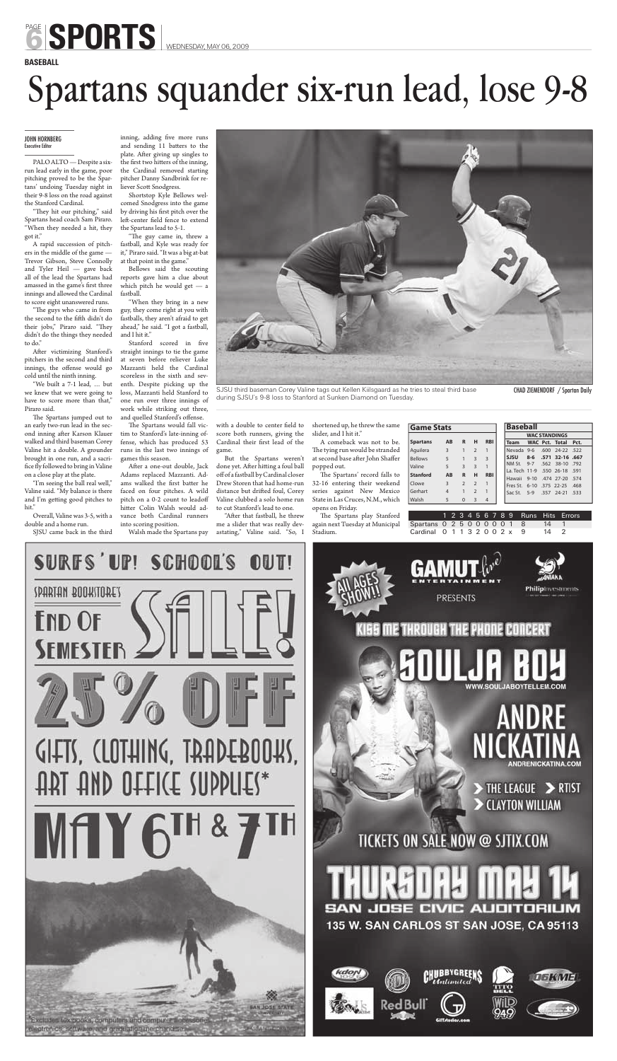# Spartans squander six-run lead, lose 9-8

BASEBALL

JOHN HORNBERG
Executive Editor

PALO ALTO — Despite a six-run lead early in the game, poor pitching proved to be the Spartans' undoing Tuesday night in their 9-8 loss on the road against the Stanford Cardinal.

"They hit our pitching," said Spartans head coach Sam Piraro. "When they needed a hit, they got it."

A rapid succession of pitchers in the middle of the game — Trevor Gibson, Steve Connolly and Tyler Heil — gave back all of the lead the Spartans had amassed in the game's first three innings and allowed the Cardinal to score eight unanswered runs.

"The guys who came in from the second to the fifth didn't do their jobs," Piraro said. "They didn't do the things they needed to do."

After victimizing Stanford's pitchers in the second and third innings, the offense would go cold until the ninth inning.

"We built a 7-1 lead, … but we knew that we were going to have to score more than that," Piraro said.

The Spartans jumped out to an early two-run lead in the second inning after Karson Klauer walked and third baseman Corey Valine hit a double. A grounder brought in one run, and a sacrifice fly followed to bring in Valine on a close play at the plate.

"I'm seeing the ball real well," Valine said. "My balance is there and I'm getting good pitches to hit."

Overall, Valine was 3-5, with a double and a home run.

SJSU came back in the third inning, adding five more runs and sending 11 batters to the plate. After giving up singles to the first two hitters of the inning, the Cardinal removed starting pitcher Danny Sandbrink for reliever Scott Snodgress.

Shortstop Kyle Bellows welcomed Snodgress into the game by driving his first pitch over the left-center field fence to extend the Spartans lead to 5-1.

"The guy came in, threw a fastball, and Kyle was ready for it," Piraro said. "It was a big at-bat at that point in the game."

Bellows said the scouting reports gave him a clue about which pitch he would get — a fastball.

"When they bring in a new guy, they come right at you with fastballs, they aren't afraid to get ahead," he said. "I got a fastball, and I hit it."

Stanford scored in five straight innings to tie the game at seven before reliever Luke Mazzanti held the Cardinal scoreless in the sixth and seventh. Despite picking up the loss, Mazzanti held Stanford to one run over three innings of work while striking out three, and quelled Stanford's offense.

The Spartans would fall victim to Stanford's late-inning offense, which has produced 53 runs in the last two innings of games this season.

After a one-out double, Jack Adams replaced Mazzanti. Adams walked the first batter he faced on four pitches. A wild pitch on a 0-2 count to leadoff hitter Colin Walsh would advance both Cardinal runners into scoring position.

Walsh made the Spartans pay with a double to center field to score both runners, giving the Cardinal their first lead of the game.

But the Spartans weren't done yet. After hitting a foul ball off of a fastball by Cardinal closer Drew Storen that had home-run distance but drifted foul, Corey Valine clubbed a solo home run to cut Stanford's lead to one.

"After that fastball, he threw me a slider that was really devastating," Valine said. "So, I shortened up, he threw the same slider, and I hit it."

A comeback was not to be. The tying run would be stranded at second base after John Shaffer popped out.

The Spartans' record falls to 32-16 entering their weekend series against New Mexico State in Las Cruces, N.M., which opens on Friday.

The Spartans play Stanford again next Tuesday at Municipal Stadium.

SJSU third baseman Corey Valine tags out Kellen Kiilsgaard as he tries to steal third base during SJSU's 9-8 loss to Stanford at Sunken Diamond on Tuesday.

CHAD ZIEMENDORF / Spartan Daily

**Game Stats**

| Spartans | AB | R | H | RBI |
|---|---|---|---|---|
| Aguilera | 3 | 1 | 2 | 1 |
| Bellows | 5 | 1 | 3 | 3 |
| Valine | 5 | 3 | 3 | 1 |
| **Stanford** | **AB** | **R** | **H** | **RBI** |
| Clowe | 3 | 2 | 2 | 1 |
| Gerhart | 4 | 1 | 2 | 1 |
| Walsh | 5 | 0 | 3 | 4 |

**Baseball**

| WAC STANDINGS | | | | |
|---|---|---|---|---|
| Team | WAC | Pct. | Total | Pct. |
| Nevada | 9-6 | .600 | 24-22 | .522 |
| **SJSU** | **8-6** | **.571** | **32-16** | **.667** |
| NM St. | 9-7 | .562 | 38-10 | .792 |
| La. Tech | 11-9 | .550 | 26-18 | .591 |
| Hawaii | 9-10 | .474 | 27-20 | .574 |
| Fres St. | 6-10 | .375 | 22-25 | .468 |
| Sac St. | 5-9 | .357 | 24-21 | .533 |

| | 1 | 2 | 3 | 4 | 5 | 6 | 7 | 8 | 9 | Runs | Hits | Errors |
|---|---|---|---|---|---|---|---|---|---|---|---|---|
| Spartans | 0 | 2 | 5 | 0 | 0 | 0 | 0 | 0 | 1 | 8 | 14 | 1 |
| Cardinal | 0 | 1 | 1 | 3 | 2 | 0 | 0 | 2 | x | 9 | 14 | 2 |

SURFS' UP! SCHOOL'S OUT!

SPARTAN BOOKSTORE'S END OF SEMESTER SALE!

25% OFF GIFTS, CLOTHING, TRADEBOOKS, ART AND OFFICE SUPPLIES*

MAY 6TH & 7TH

*Excludes textbooks, computers and computer accessories, electronics, software, and graduation merchandise.

GAMUT live ENTERTAINMENT PRESENTS

ALL AGES SHOW!!

KISS ME THROUGH THE PHONE CONCERT

SOULJA BOY
WWW.SOULJABOYTELLEM.COM

ANDRE NICKATINA
ANDRENICKATINA.COM

THE LEAGUE · RTIST · CLAYTON WILLIAM

TICKETS ON SALE NOW @ SJTIX.COM

THURSDAY MAY 14

SAN JOSE CIVIC AUDITORIUM
135 W. SAN CARLOS ST SAN JOSE, CA 95113